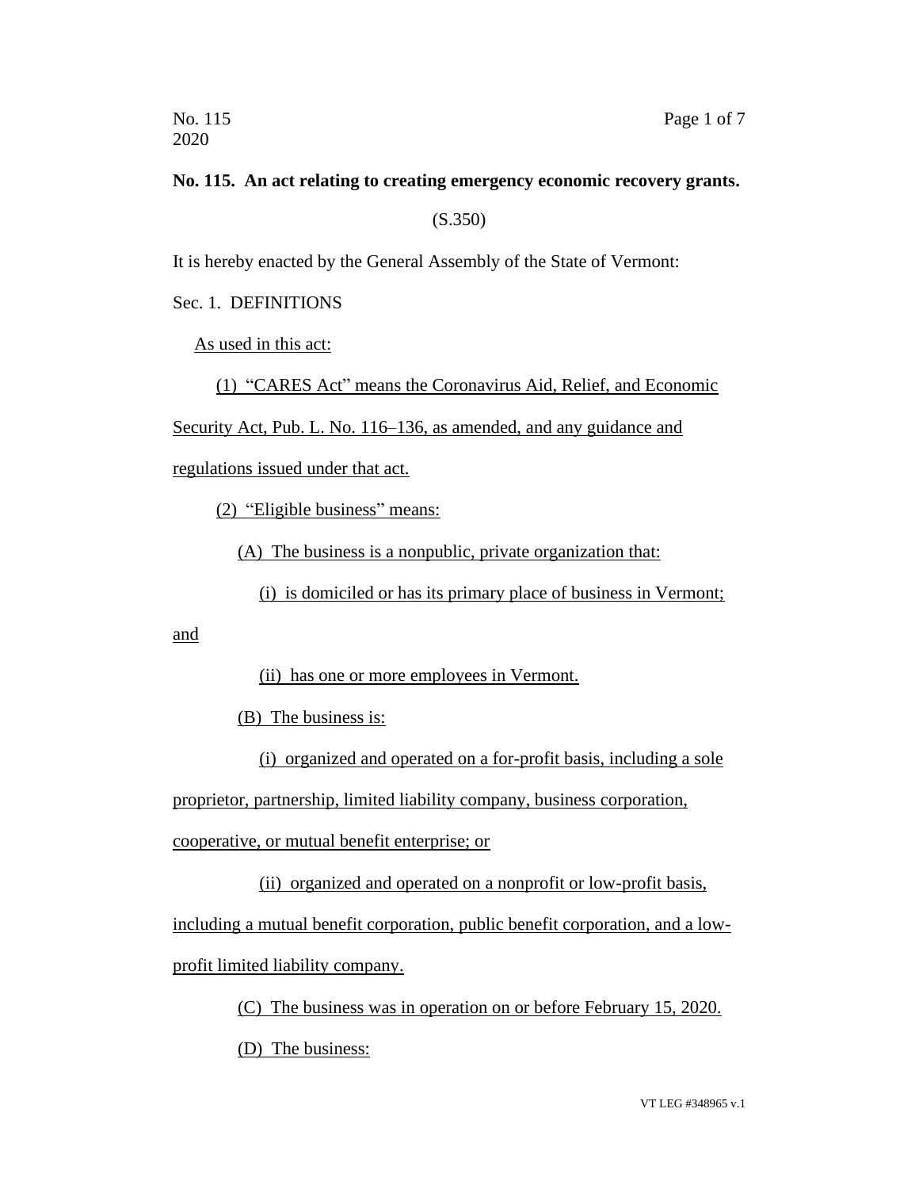No. 115
2020

**No. 115. An act relating to creating emergency economic recovery grants.**

(S.350)

It is hereby enacted by the General Assembly of the State of Vermont:

Sec. 1. DEFINITIONS

As used in this act:

(1) "CARES Act" means the Coronavirus Aid, Relief, and Economic Security Act, Pub. L. No. 116–136, as amended, and any guidance and regulations issued under that act.

(2) "Eligible business" means:

(A) The business is a nonpublic, private organization that:

(i) is domiciled or has its primary place of business in Vermont; and

(ii) has one or more employees in Vermont.

(B) The business is:

(i) organized and operated on a for-profit basis, including a sole proprietor, partnership, limited liability company, business corporation, cooperative, or mutual benefit enterprise; or

(ii) organized and operated on a nonprofit or low-profit basis, including a mutual benefit corporation, public benefit corporation, and a low-profit limited liability company.

(C) The business was in operation on or before February 15, 2020.

(D) The business: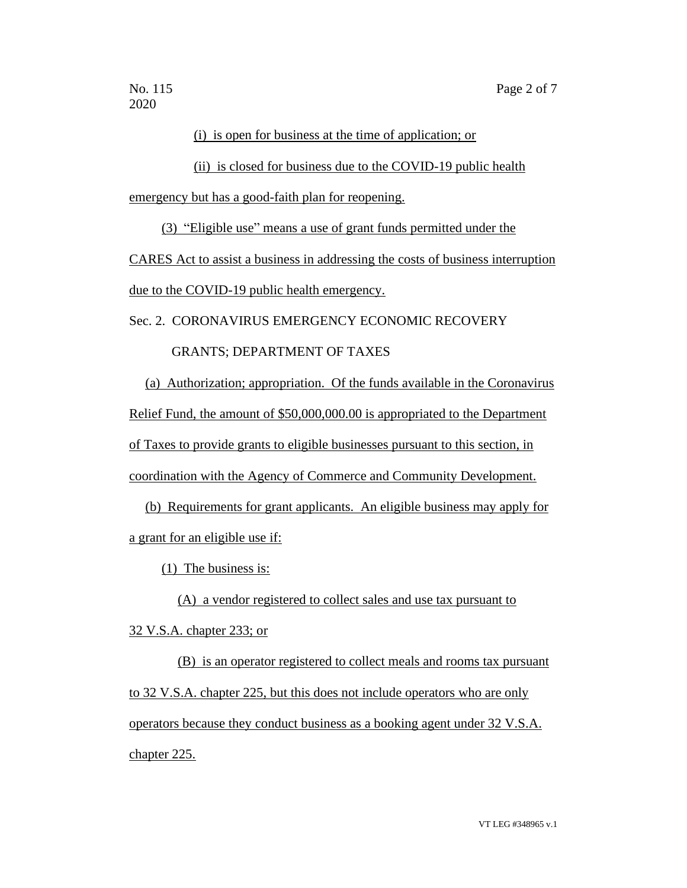(i) is open for business at the time of application; or

(ii) is closed for business due to the COVID-19 public health emergency but has a good-faith plan for reopening.

(3) "Eligible use" means a use of grant funds permitted under the CARES Act to assist a business in addressing the costs of business interruption due to the COVID-19 public health emergency.

Sec. 2. CORONAVIRUS EMERGENCY ECONOMIC RECOVERY GRANTS; DEPARTMENT OF TAXES

(a) Authorization; appropriation. Of the funds available in the Coronavirus Relief Fund, the amount of $50,000,000.00 is appropriated to the Department of Taxes to provide grants to eligible businesses pursuant to this section, in coordination with the Agency of Commerce and Community Development.

(b) Requirements for grant applicants. An eligible business may apply for a grant for an eligible use if:

(1) The business is:

(A) a vendor registered to collect sales and use tax pursuant to 32 V.S.A. chapter 233; or

(B) is an operator registered to collect meals and rooms tax pursuant to 32 V.S.A. chapter 225, but this does not include operators who are only operators because they conduct business as a booking agent under 32 V.S.A. chapter 225.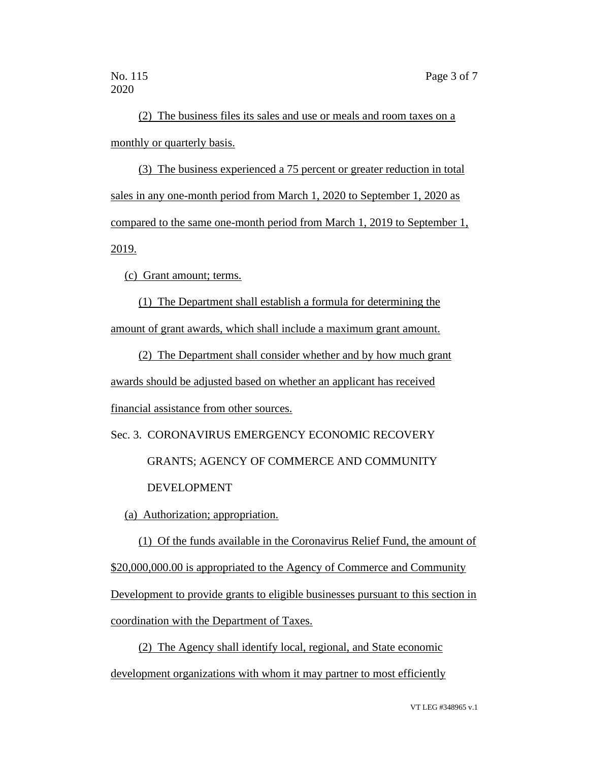(2) The business files its sales and use or meals and room taxes on a monthly or quarterly basis.

(3) The business experienced a 75 percent or greater reduction in total sales in any one-month period from March 1, 2020 to September 1, 2020 as compared to the same one-month period from March 1, 2019 to September 1, 2019.

(c) Grant amount; terms.

(1) The Department shall establish a formula for determining the amount of grant awards, which shall include a maximum grant amount.

(2) The Department shall consider whether and by how much grant awards should be adjusted based on whether an applicant has received financial assistance from other sources.

Sec. 3. CORONAVIRUS EMERGENCY ECONOMIC RECOVERY GRANTS; AGENCY OF COMMERCE AND COMMUNITY DEVELOPMENT

(a) Authorization; appropriation.

(1) Of the funds available in the Coronavirus Relief Fund, the amount of $20,000,000.00 is appropriated to the Agency of Commerce and Community Development to provide grants to eligible businesses pursuant to this section in coordination with the Department of Taxes.

(2) The Agency shall identify local, regional, and State economic development organizations with whom it may partner to most efficiently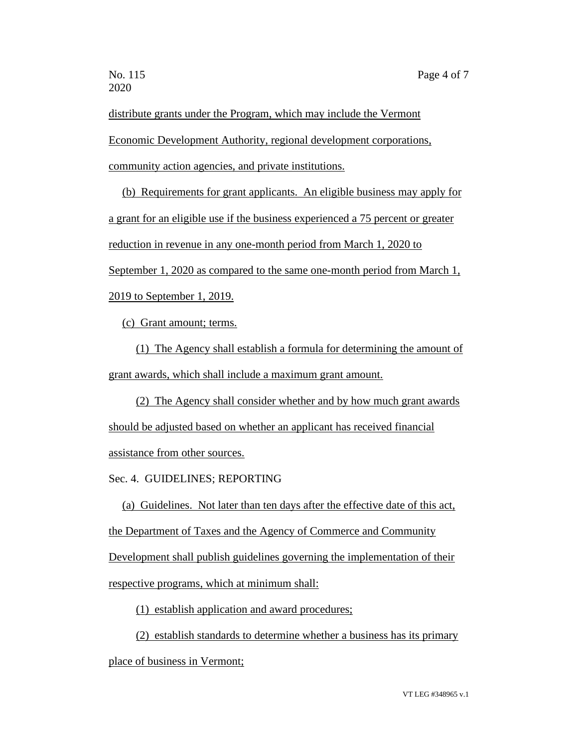distribute grants under the Program, which may include the Vermont Economic Development Authority, regional development corporations, community action agencies, and private institutions.

(b) Requirements for grant applicants. An eligible business may apply for a grant for an eligible use if the business experienced a 75 percent or greater reduction in revenue in any one-month period from March 1, 2020 to September 1, 2020 as compared to the same one-month period from March 1, 2019 to September 1, 2019.

(c) Grant amount; terms.

(1) The Agency shall establish a formula for determining the amount of grant awards, which shall include a maximum grant amount.

(2) The Agency shall consider whether and by how much grant awards should be adjusted based on whether an applicant has received financial assistance from other sources.

Sec. 4. GUIDELINES; REPORTING

(a) Guidelines. Not later than ten days after the effective date of this act, the Department of Taxes and the Agency of Commerce and Community Development shall publish guidelines governing the implementation of their respective programs, which at minimum shall:

(1) establish application and award procedures;

(2) establish standards to determine whether a business has its primary place of business in Vermont;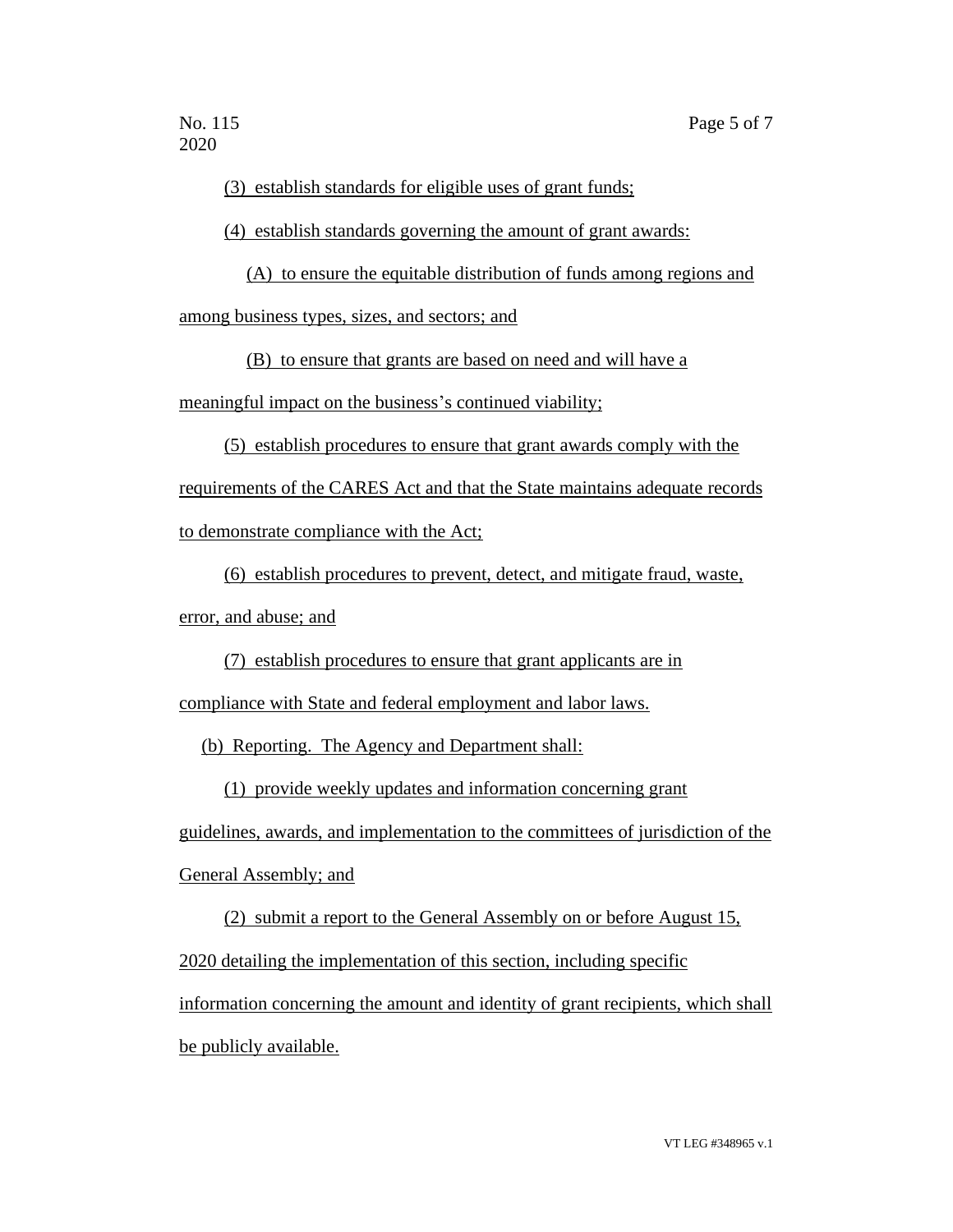(3) establish standards for eligible uses of grant funds;

(4) establish standards governing the amount of grant awards:

(A) to ensure the equitable distribution of funds among regions and among business types, sizes, and sectors; and

(B) to ensure that grants are based on need and will have a meaningful impact on the business's continued viability;

(5) establish procedures to ensure that grant awards comply with the requirements of the CARES Act and that the State maintains adequate records to demonstrate compliance with the Act;

(6) establish procedures to prevent, detect, and mitigate fraud, waste, error, and abuse; and

(7) establish procedures to ensure that grant applicants are in compliance with State and federal employment and labor laws.

(b) Reporting. The Agency and Department shall:

(1) provide weekly updates and information concerning grant guidelines, awards, and implementation to the committees of jurisdiction of the General Assembly; and

(2) submit a report to the General Assembly on or before August 15, 2020 detailing the implementation of this section, including specific information concerning the amount and identity of grant recipients, which shall be publicly available.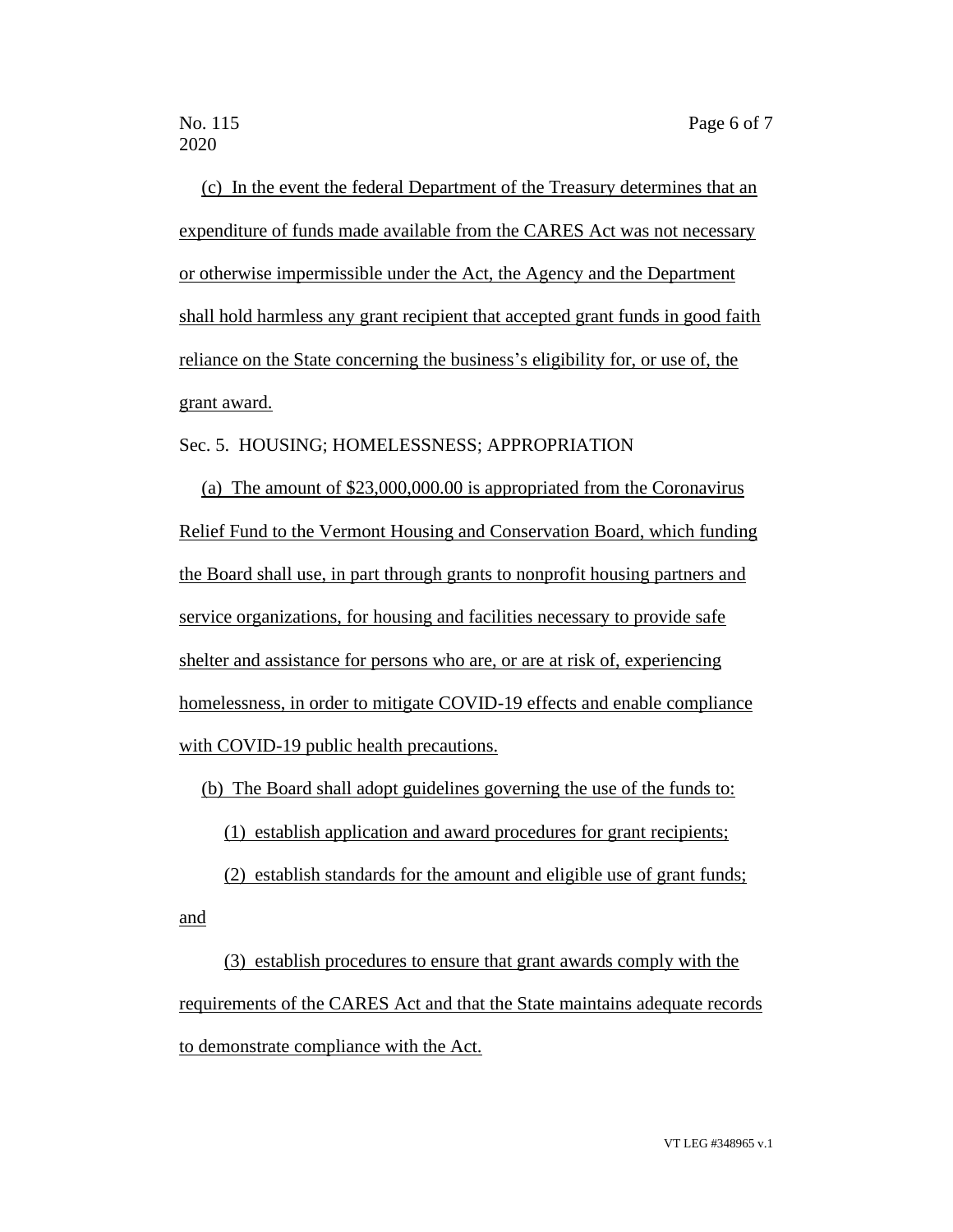(c) In the event the federal Department of the Treasury determines that an expenditure of funds made available from the CARES Act was not necessary or otherwise impermissible under the Act, the Agency and the Department shall hold harmless any grant recipient that accepted grant funds in good faith reliance on the State concerning the business's eligibility for, or use of, the grant award.

Sec. 5. HOUSING; HOMELESSNESS; APPROPRIATION

(a) The amount of $23,000,000.00 is appropriated from the Coronavirus Relief Fund to the Vermont Housing and Conservation Board, which funding the Board shall use, in part through grants to nonprofit housing partners and service organizations, for housing and facilities necessary to provide safe shelter and assistance for persons who are, or are at risk of, experiencing homelessness, in order to mitigate COVID-19 effects and enable compliance with COVID-19 public health precautions.

(b) The Board shall adopt guidelines governing the use of the funds to:

(1) establish application and award procedures for grant recipients;

(2) establish standards for the amount and eligible use of grant funds; and

(3) establish procedures to ensure that grant awards comply with the requirements of the CARES Act and that the State maintains adequate records to demonstrate compliance with the Act.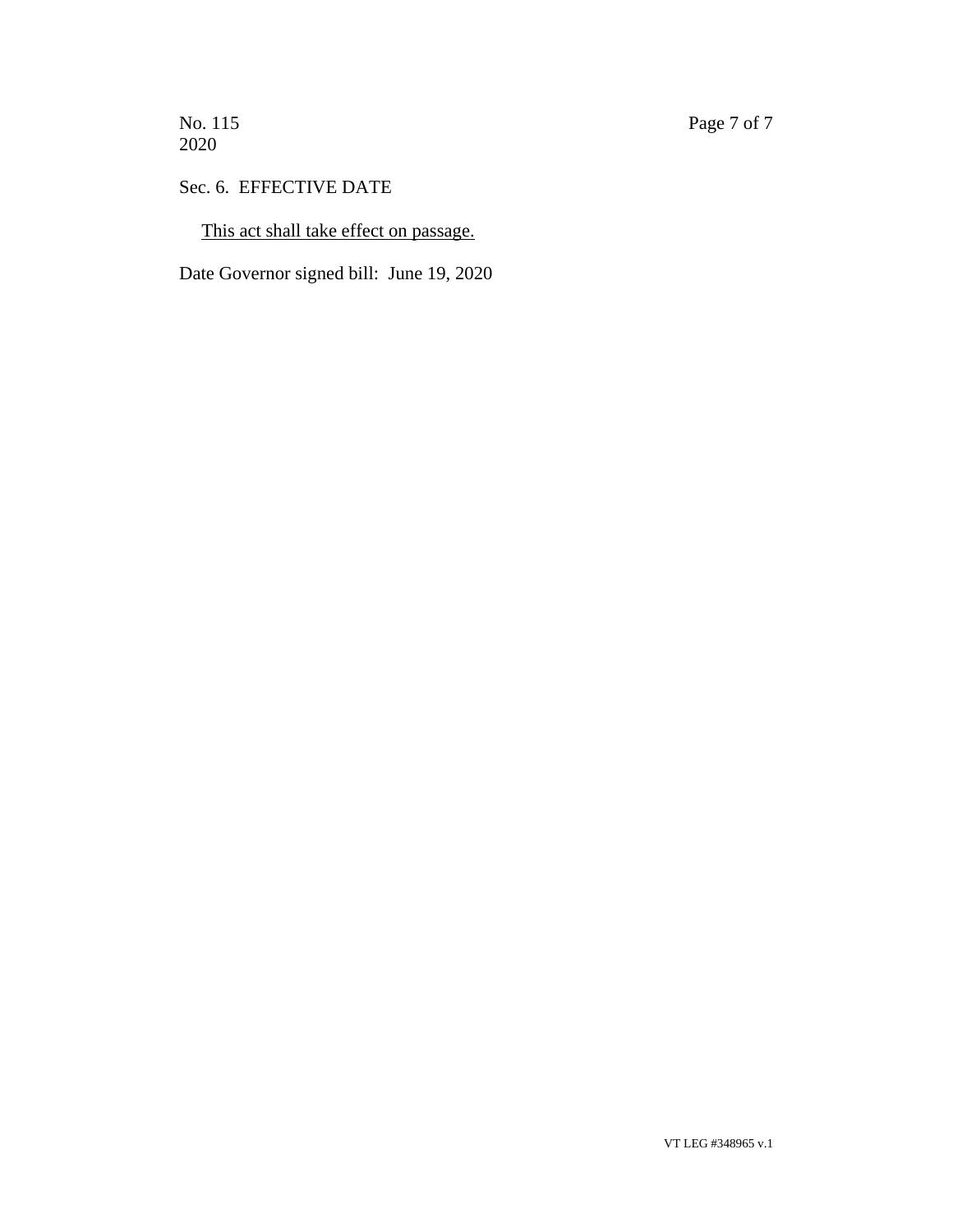Sec. 6. EFFECTIVE DATE

This act shall take effect on passage.

Date Governor signed bill: June 19, 2020